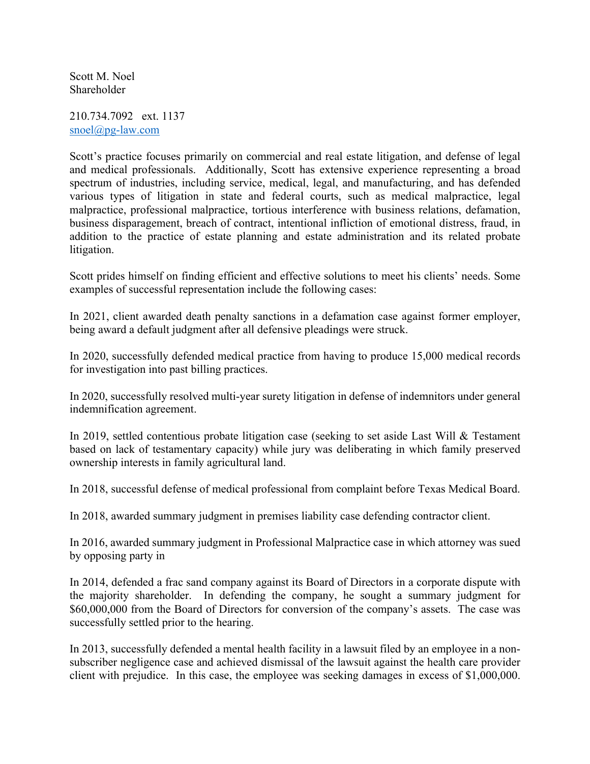Scott M. Noel
Shareholder

210.734.7092 ext. 1137
snoel@pg-law.com

Scott's practice focuses primarily on commercial and real estate litigation, and defense of legal and medical professionals. Additionally, Scott has extensive experience representing a broad spectrum of industries, including service, medical, legal, and manufacturing, and has defended various types of litigation in state and federal courts, such as medical malpractice, legal malpractice, professional malpractice, tortious interference with business relations, defamation, business disparagement, breach of contract, intentional infliction of emotional distress, fraud, in addition to the practice of estate planning and estate administration and its related probate litigation.

Scott prides himself on finding efficient and effective solutions to meet his clients' needs. Some examples of successful representation include the following cases:

In 2021, client awarded death penalty sanctions in a defamation case against former employer, being award a default judgment after all defensive pleadings were struck.

In 2020, successfully defended medical practice from having to produce 15,000 medical records for investigation into past billing practices.

In 2020, successfully resolved multi-year surety litigation in defense of indemnitors under general indemnification agreement.

In 2019, settled contentious probate litigation case (seeking to set aside Last Will & Testament based on lack of testamentary capacity) while jury was deliberating in which family preserved ownership interests in family agricultural land.

In 2018, successful defense of medical professional from complaint before Texas Medical Board.

In 2018, awarded summary judgment in premises liability case defending contractor client.

In 2016, awarded summary judgment in Professional Malpractice case in which attorney was sued by opposing party in

In 2014, defended a frac sand company against its Board of Directors in a corporate dispute with the majority shareholder. In defending the company, he sought a summary judgment for $60,000,000 from the Board of Directors for conversion of the company's assets. The case was successfully settled prior to the hearing.

In 2013, successfully defended a mental health facility in a lawsuit filed by an employee in a non-subscriber negligence case and achieved dismissal of the lawsuit against the health care provider client with prejudice. In this case, the employee was seeking damages in excess of $1,000,000.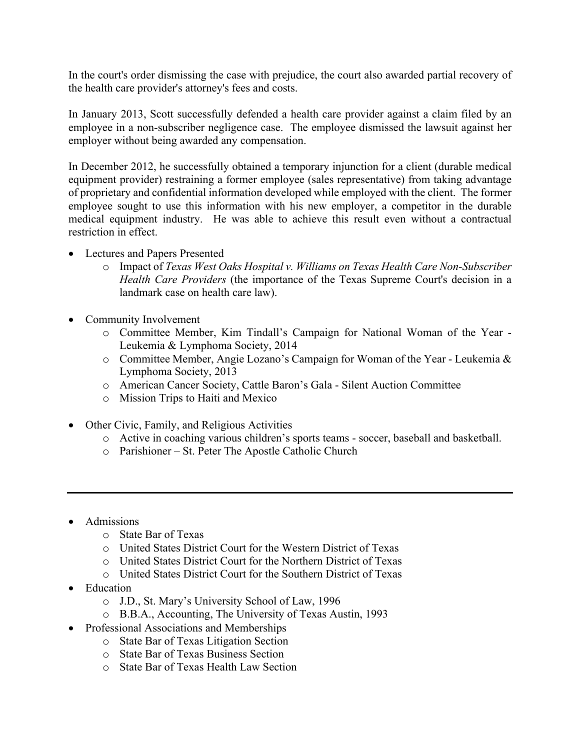In the court's order dismissing the case with prejudice, the court also awarded partial recovery of the health care provider's attorney's fees and costs.

In January 2013, Scott successfully defended a health care provider against a claim filed by an employee in a non-subscriber negligence case. The employee dismissed the lawsuit against her employer without being awarded any compensation.

In December 2012, he successfully obtained a temporary injunction for a client (durable medical equipment provider) restraining a former employee (sales representative) from taking advantage of proprietary and confidential information developed while employed with the client. The former employee sought to use this information with his new employer, a competitor in the durable medical equipment industry. He was able to achieve this result even without a contractual restriction in effect.

- Lectures and Papers Presented
  - Impact of *Texas West Oaks Hospital v. Williams on Texas Health Care Non-Subscriber Health Care Providers* (the importance of the Texas Supreme Court's decision in a landmark case on health care law).

- Community Involvement
  - Committee Member, Kim Tindall's Campaign for National Woman of the Year - Leukemia & Lymphoma Society, 2014
  - Committee Member, Angie Lozano's Campaign for Woman of the Year - Leukemia & Lymphoma Society, 2013
  - American Cancer Society, Cattle Baron's Gala - Silent Auction Committee
  - Mission Trips to Haiti and Mexico

- Other Civic, Family, and Religious Activities
  - Active in coaching various children's sports teams - soccer, baseball and basketball.
  - Parishioner – St. Peter The Apostle Catholic Church

---

- Admissions
  - State Bar of Texas
  - United States District Court for the Western District of Texas
  - United States District Court for the Northern District of Texas
  - United States District Court for the Southern District of Texas
- Education
  - J.D., St. Mary's University School of Law, 1996
  - B.B.A., Accounting, The University of Texas Austin, 1993
- Professional Associations and Memberships
  - State Bar of Texas Litigation Section
  - State Bar of Texas Business Section
  - State Bar of Texas Health Law Section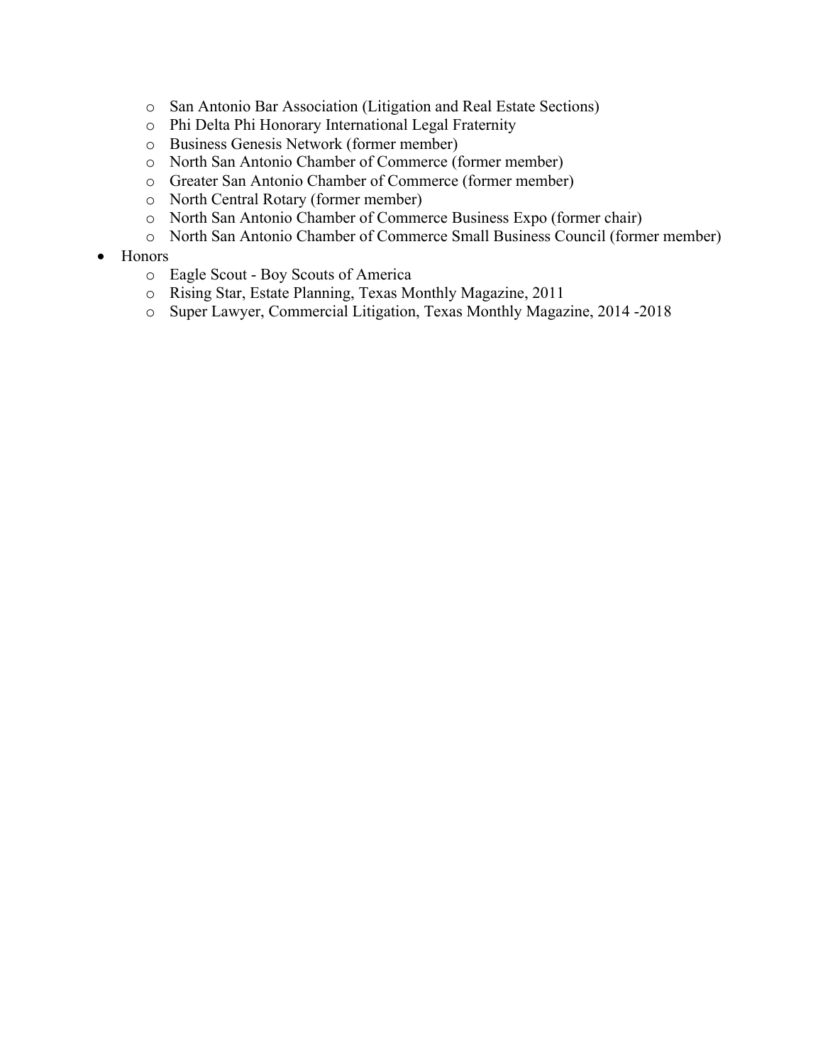- San Antonio Bar Association (Litigation and Real Estate Sections)
  - Phi Delta Phi Honorary International Legal Fraternity
  - Business Genesis Network (former member)
  - North San Antonio Chamber of Commerce (former member)
  - Greater San Antonio Chamber of Commerce (former member)
  - North Central Rotary (former member)
  - North San Antonio Chamber of Commerce Business Expo (former chair)
  - North San Antonio Chamber of Commerce Small Business Council (former member)
- Honors
  - Eagle Scout - Boy Scouts of America
  - Rising Star, Estate Planning, Texas Monthly Magazine, 2011
  - Super Lawyer, Commercial Litigation, Texas Monthly Magazine, 2014 -2018